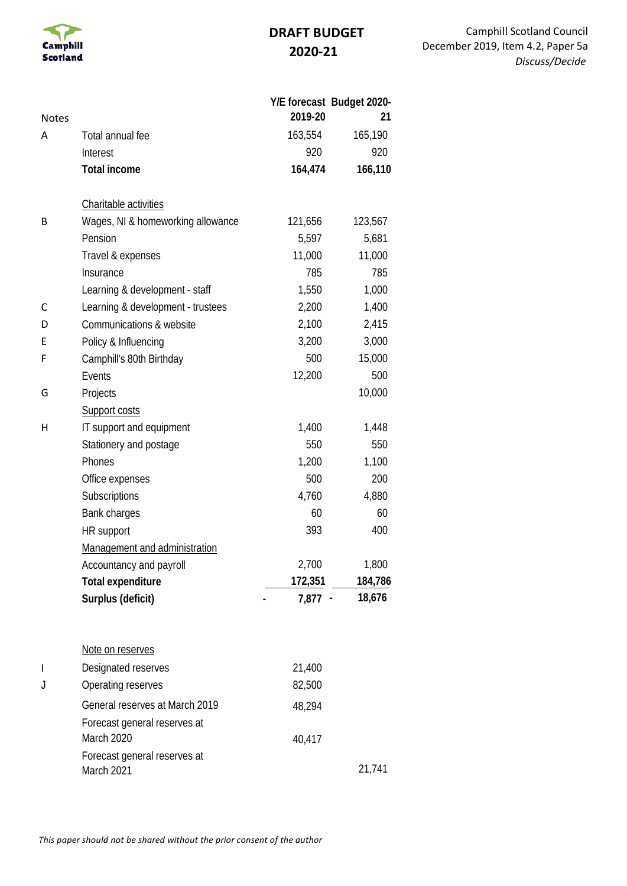Camphill Scotland

# DRAFT BUDGET 2020-21

Camphill Scotland Council
December 2019, Item 4.2, Paper 5a
*Discuss/Decide*

| Notes | | Y/E forecast 2019-20 | Budget 2020-21 |
|---|---|---|---|
| A | Total annual fee | 163,554 | 165,190 |
| | Interest | 920 | 920 |
| | **Total income** | **164,474** | **166,110** |
| | Charitable activities | | |
| B | Wages, NI & homeworking allowance | 121,656 | 123,567 |
| | Pension | 5,597 | 5,681 |
| | Travel & expenses | 11,000 | 11,000 |
| | Insurance | 785 | 785 |
| | Learning & development - staff | 1,550 | 1,000 |
| C | Learning & development - trustees | 2,200 | 1,400 |
| D | Communications & website | 2,100 | 2,415 |
| E | Policy & Influencing | 3,200 | 3,000 |
| F | Camphill's 80th Birthday | 500 | 15,000 |
| | Events | 12,200 | 500 |
| G | Projects | | 10,000 |
| | Support costs | | |
| H | IT support and equipment | 1,400 | 1,448 |
| | Stationery and postage | 550 | 550 |
| | Phones | 1,200 | 1,100 |
| | Office expenses | 500 | 200 |
| | Subscriptions | 4,760 | 4,880 |
| | Bank charges | 60 | 60 |
| | HR support | 393 | 400 |
| | Management and administration | | |
| | Accountancy and payroll | 2,700 | 1,800 |
| | **Total expenditure** | **172,351** | **184,786** |
| | **Surplus (deficit)** | **- 7,877** | **- 18,676** |

| | Note on reserves | | |
|---|---|---|---|
| I | Designated reserves | 21,400 | |
| J | Operating reserves | 82,500 | |
| | General reserves at March 2019 | 48,294 | |
| | Forecast general reserves at March 2020 | 40,417 | |
| | Forecast general reserves at March 2021 | | 21,741 |

*This paper should not be shared without the prior consent of the author*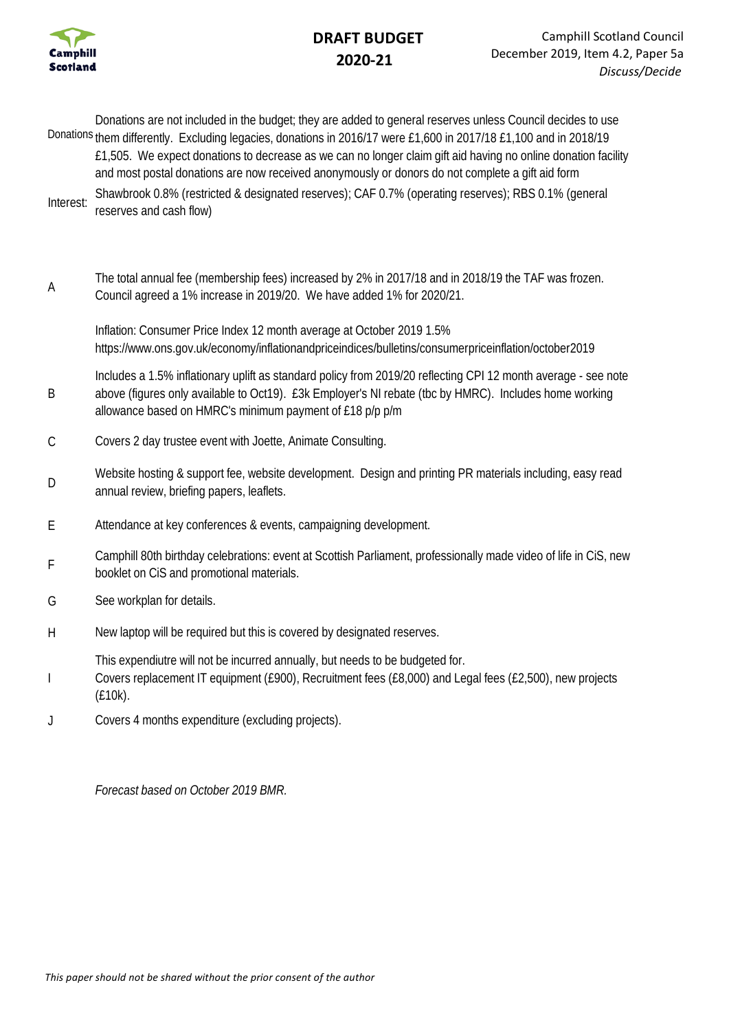# DRAFT BUDGET 2020-21

Camphill Scotland Council
December 2019, Item 4.2, Paper 5a
*Discuss/Decide*

| | |
|---|---|
| Donations | Donations are not included in the budget; they are added to general reserves unless Council decides to use them differently. Excluding legacies, donations in 2016/17 were £1,600 in 2017/18 £1,100 and in 2018/19 £1,505. We expect donations to decrease as we can no longer claim gift aid having no online donation facility and most postal donations are now received anonymously or donors do not complete a gift aid form |
| Interest: | Shawbrook 0.8% (restricted & designated reserves); CAF 0.7% (operating reserves); RBS 0.1% (general reserves and cash flow) |
| A | The total annual fee (membership fees) increased by 2% in 2017/18 and in 2018/19 the TAF was frozen. Council agreed a 1% increase in 2019/20. We have added 1% for 2020/21. |
| | Inflation: Consumer Price Index 12 month average at October 2019 1.5% https://www.ons.gov.uk/economy/inflationandpriceindices/bulletins/consumerpriceinflation/october2019 |
| B | Includes a 1.5% inflationary uplift as standard policy from 2019/20 reflecting CPI 12 month average - see note above (figures only available to Oct19). £3k Employer's NI rebate (tbc by HMRC). Includes home working allowance based on HMRC's minimum payment of £18 p/p p/m |
| C | Covers 2 day trustee event with Joette, Animate Consulting. |
| D | Website hosting & support fee, website development. Design and printing PR materials including, easy read annual review, briefing papers, leaflets. |
| E | Attendance at key conferences & events, campaigning development. |
| F | Camphill 80th birthday celebrations: event at Scottish Parliament, professionally made video of life in CiS, new booklet on CiS and promotional materials. |
| G | See workplan for details. |
| H | New laptop will be required but this is covered by designated reserves. |
| I | This expendiutre will not be incurred annually, but needs to be budgeted for. Covers replacement IT equipment (£900), Recruitment fees (£8,000) and Legal fees (£2,500), new projects (£10k). |
| J | Covers 4 months expenditure (excluding projects). |

*Forecast based on October 2019 BMR.*

*This paper should not be shared without the prior consent of the author*